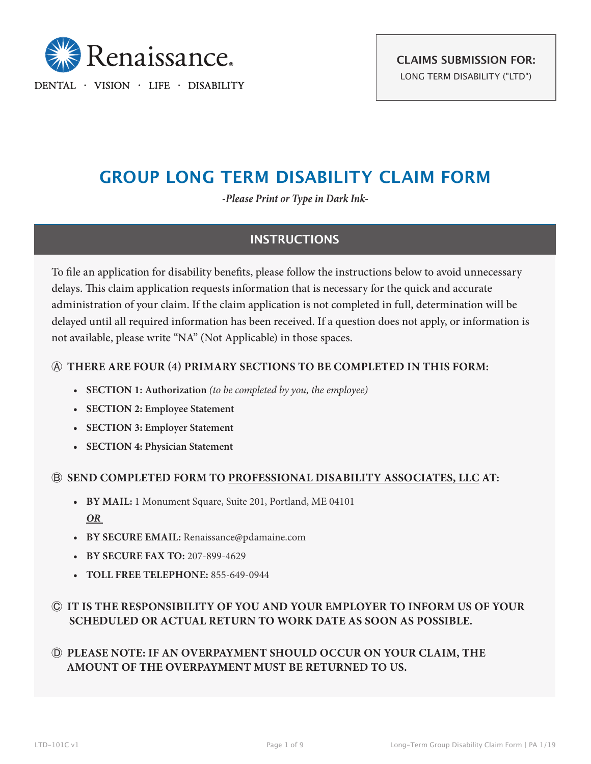Renaissance®

DENTAL · VISION · LIFE · DISABILITY

**CLAIMS SUBMISSION FOR:**
LONG TERM DISABILITY ("LTD")

# GROUP LONG TERM DISABILITY CLAIM FORM

*-Please Print or Type in Dark Ink-*

## INSTRUCTIONS

To file an application for disability benefits, please follow the instructions below to avoid unnecessary delays. This claim application requests information that is necessary for the quick and accurate administration of your claim. If the claim application is not completed in full, determination will be delayed until all required information has been received. If a question does not apply, or information is not available, please write "NA" (Not Applicable) in those spaces.

**Ⓐ THERE ARE FOUR (4) PRIMARY SECTIONS TO BE COMPLETED IN THIS FORM:**

- **SECTION 1: Authorization** *(to be completed by you, the employee)*
- **SECTION 2: Employee Statement**
- **SECTION 3: Employer Statement**
- **SECTION 4: Physician Statement**

**Ⓑ SEND COMPLETED FORM TO PROFESSIONAL DISABILITY ASSOCIATES, LLC AT:**

- **BY MAIL:** 1 Monument Square, Suite 201, Portland, ME 04101
  ***OR***
- **BY SECURE EMAIL:** Renaissance@pdamaine.com
- **BY SECURE FAX TO:** 207-899-4629
- **TOLL FREE TELEPHONE:** 855-649-0944

**Ⓒ IT IS THE RESPONSIBILITY OF YOU AND YOUR EMPLOYER TO INFORM US OF YOUR SCHEDULED OR ACTUAL RETURN TO WORK DATE AS SOON AS POSSIBLE.**

**Ⓓ PLEASE NOTE: IF AN OVERPAYMENT SHOULD OCCUR ON YOUR CLAIM, THE AMOUNT OF THE OVERPAYMENT MUST BE RETURNED TO US.**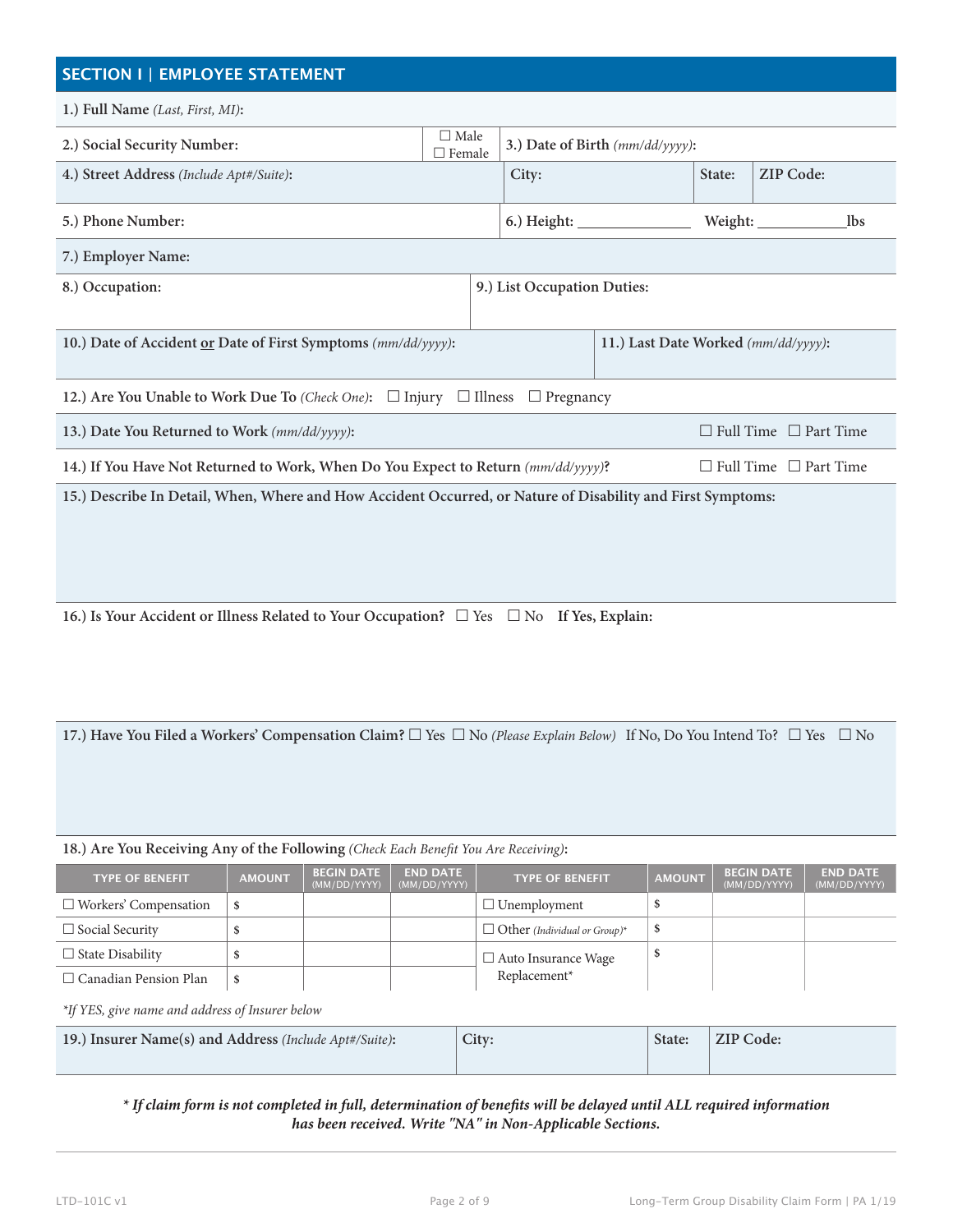## SECTION I | EMPLOYEE STATEMENT

**1.) Full Name** *(Last, First, MI)*:

**2.) Social Security Number:** ☐ Male ☐ Female **3.) Date of Birth** *(mm/dd/yyyy)*:

**4.) Street Address** *(Include Apt#/Suite)*: **City:** **State:** **ZIP Code:**

**5.) Phone Number:** **6.) Height:** \_\_\_\_\_\_\_\_\_\_\_\_\_\_ **Weight:** \_\_\_\_\_\_\_\_\_\_\_\_lbs

**7.) Employer Name:**

**8.) Occupation:** **9.) List Occupation Duties:**

**10.) Date of Accident or Date of First Symptoms** *(mm/dd/yyyy)*: **11.) Last Date Worked** *(mm/dd/yyyy)*:

**12.) Are You Unable to Work Due To** *(Check One)*: ☐ Injury ☐ Illness ☐ Pregnancy

**13.) Date You Returned to Work** *(mm/dd/yyyy)*: ☐ Full Time ☐ Part Time

**14.) If You Have Not Returned to Work, When Do You Expect to Return** *(mm/dd/yyyy)*? ☐ Full Time ☐ Part Time

**15.) Describe In Detail, When, Where and How Accident Occurred, or Nature of Disability and First Symptoms:**

**16.) Is Your Accident or Illness Related to Your Occupation?** ☐ Yes ☐ No **If Yes, Explain:**

**17.) Have You Filed a Workers' Compensation Claim?** ☐ Yes ☐ No *(Please Explain Below)* If No, Do You Intend To? ☐ Yes ☐ No

**18.) Are You Receiving Any of the Following** *(Check Each Benefit You Are Receiving)*:

| TYPE OF BENEFIT | AMOUNT | BEGIN DATE (MM/DD/YYYY) | END DATE (MM/DD/YYYY) | TYPE OF BENEFIT | AMOUNT | BEGIN DATE (MM/DD/YYYY) | END DATE (MM/DD/YYYY) |
|---|---|---|---|---|---|---|---|
| ☐ Workers' Compensation | $ | | | ☐ Unemployment | $ | | |
| ☐ Social Security | $ | | | ☐ Other *(Individual or Group)\** | $ | | |
| ☐ State Disability | $ | | | ☐ Auto Insurance Wage Replacement\* | $ | | |
| ☐ Canadian Pension Plan | $ | | | | | | |

*\*If YES, give name and address of Insurer below*

**19.) Insurer Name(s) and Address** *(Include Apt#/Suite)*: **City:** **State:** **ZIP Code:**

***\* If claim form is not completed in full, determination of benefits will be delayed until ALL required information has been received. Write "NA" in Non-Applicable Sections.***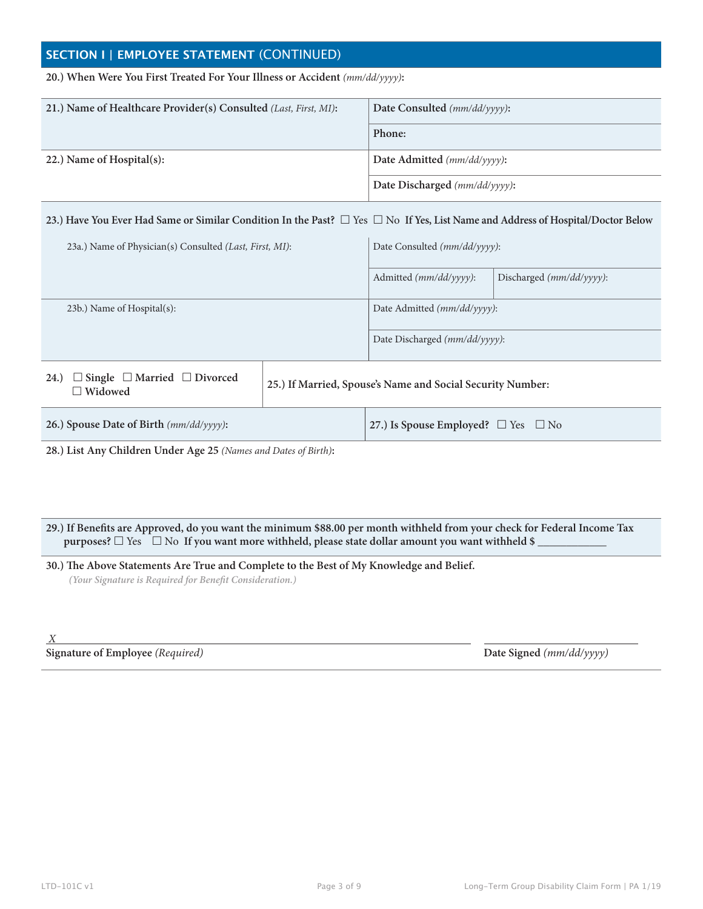## SECTION I | EMPLOYEE STATEMENT (CONTINUED)

**20.) When Were You First Treated For Your Illness or Accident** *(mm/dd/yyyy)*:

| **21.) Name of Healthcare Provider(s) Consulted** *(Last, First, MI)*: | **Date Consulted** *(mm/dd/yyyy)*: |
|---|---|
| | **Phone:** |
| **22.) Name of Hospital(s):** | **Date Admitted** *(mm/dd/yyyy)*: |
| | **Date Discharged** *(mm/dd/yyyy)*: |

**23.) Have You Ever Had Same or Similar Condition In the Past?** ☐ Yes ☐ No **If Yes, List Name and Address of Hospital/Doctor Below**

| 23a.) Name of Physician(s) Consulted *(Last, First, MI)*: | Date Consulted *(mm/dd/yyyy)*: | |
|---|---|---|
| | Admitted *(mm/dd/yyyy)*: | Discharged *(mm/dd/yyyy)*: |
| 23b.) Name of Hospital(s): | Date Admitted *(mm/dd/yyyy)*: | |
| | Date Discharged *(mm/dd/yyyy)*: | |

| **24.)** ☐ **Single** ☐ **Married** ☐ **Divorced** ☐ **Widowed** | **25.) If Married, Spouse's Name and Social Security Number:** |
|---|---|
| **26.) Spouse Date of Birth** *(mm/dd/yyyy)*: | **27.) Is Spouse Employed?** ☐ Yes ☐ No |

**28.) List Any Children Under Age 25** *(Names and Dates of Birth)*:

**29.) If Benefits are Approved, do you want the minimum $88.00 per month withheld from your check for Federal Income Tax purposes?** ☐ Yes ☐ No **If you want more withheld, please state dollar amount you want withheld $** ____________

**30.) The Above Statements Are True and Complete to the Best of My Knowledge and Belief.**
*(Your Signature is Required for Benefit Consideration.)*

X ________________________________________

**Signature of Employee** *(Required)*

________________

**Date Signed** *(mm/dd/yyyy)*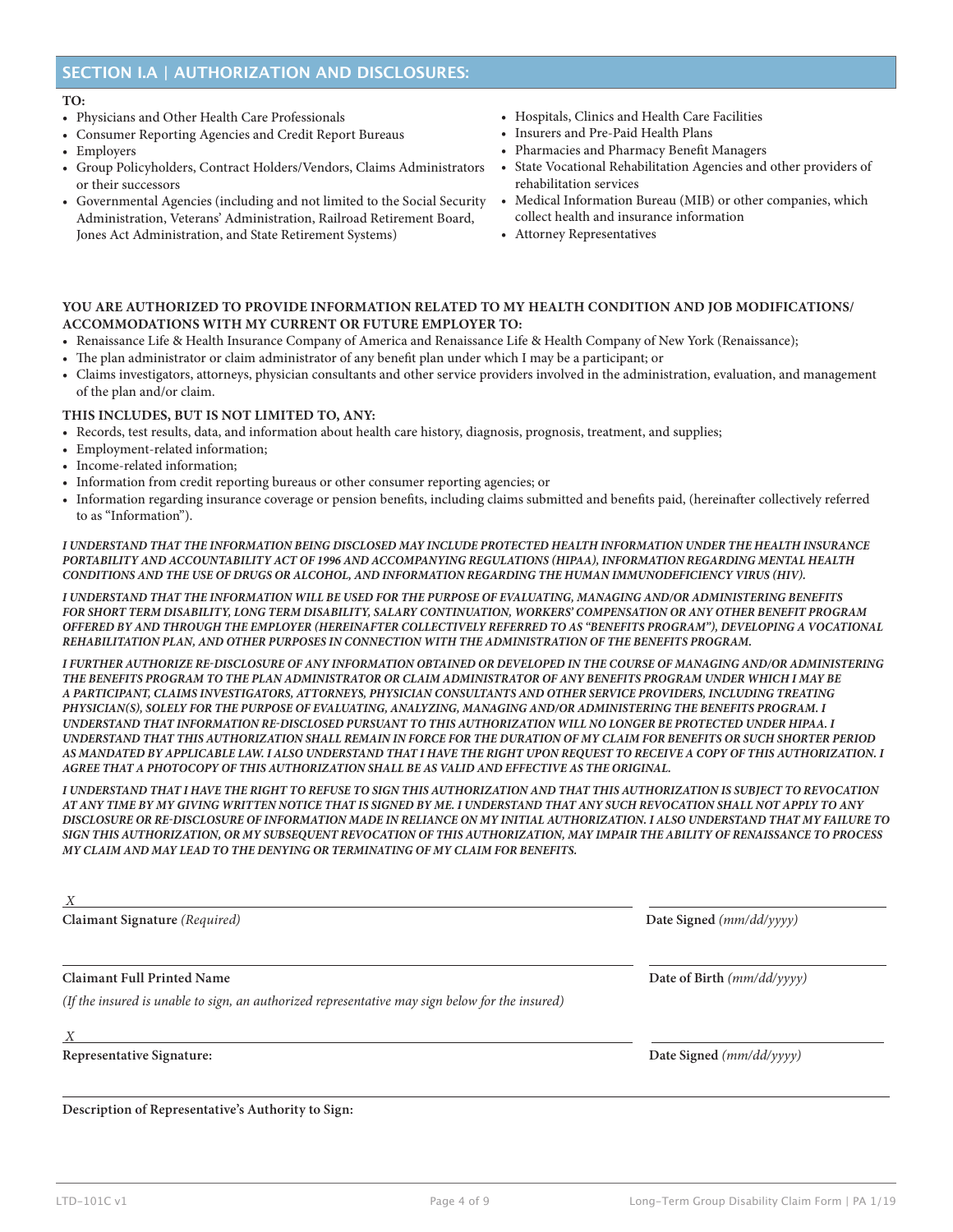## SECTION I.A | AUTHORIZATION AND DISCLOSURES:

**TO:**

- Physicians and Other Health Care Professionals
- Consumer Reporting Agencies and Credit Report Bureaus
- Employers
- Group Policyholders, Contract Holders/Vendors, Claims Administrators or their successors
- Governmental Agencies (including and not limited to the Social Security Administration, Veterans' Administration, Railroad Retirement Board, Jones Act Administration, and State Retirement Systems)
- Hospitals, Clinics and Health Care Facilities
- Insurers and Pre-Paid Health Plans
- Pharmacies and Pharmacy Benefit Managers
- State Vocational Rehabilitation Agencies and other providers of rehabilitation services
- Medical Information Bureau (MIB) or other companies, which collect health and insurance information
- Attorney Representatives

**YOU ARE AUTHORIZED TO PROVIDE INFORMATION RELATED TO MY HEALTH CONDITION AND JOB MODIFICATIONS/ ACCOMMODATIONS WITH MY CURRENT OR FUTURE EMPLOYER TO:**

- Renaissance Life & Health Insurance Company of America and Renaissance Life & Health Company of New York (Renaissance);
- The plan administrator or claim administrator of any benefit plan under which I may be a participant; or
- Claims investigators, attorneys, physician consultants and other service providers involved in the administration, evaluation, and management of the plan and/or claim.

**THIS INCLUDES, BUT IS NOT LIMITED TO, ANY:**

- Records, test results, data, and information about health care history, diagnosis, prognosis, treatment, and supplies;
- Employment-related information;
- Income-related information;
- Information from credit reporting bureaus or other consumer reporting agencies; or
- Information regarding insurance coverage or pension benefits, including claims submitted and benefits paid, (hereinafter collectively referred to as "Information").

***I UNDERSTAND THAT THE INFORMATION BEING DISCLOSED MAY INCLUDE PROTECTED HEALTH INFORMATION UNDER THE HEALTH INSURANCE PORTABILITY AND ACCOUNTABILITY ACT OF 1996 AND ACCOMPANYING REGULATIONS (HIPAA), INFORMATION REGARDING MENTAL HEALTH CONDITIONS AND THE USE OF DRUGS OR ALCOHOL, AND INFORMATION REGARDING THE HUMAN IMMUNODEFICIENCY VIRUS (HIV).***

***I UNDERSTAND THAT THE INFORMATION WILL BE USED FOR THE PURPOSE OF EVALUATING, MANAGING AND/OR ADMINISTERING BENEFITS FOR SHORT TERM DISABILITY, LONG TERM DISABILITY, SALARY CONTINUATION, WORKERS' COMPENSATION OR ANY OTHER BENEFIT PROGRAM OFFERED BY AND THROUGH THE EMPLOYER (HEREINAFTER COLLECTIVELY REFERRED TO AS "BENEFITS PROGRAM"), DEVELOPING A VOCATIONAL REHABILITATION PLAN, AND OTHER PURPOSES IN CONNECTION WITH THE ADMINISTRATION OF THE BENEFITS PROGRAM.***

***I FURTHER AUTHORIZE RE-DISCLOSURE OF ANY INFORMATION OBTAINED OR DEVELOPED IN THE COURSE OF MANAGING AND/OR ADMINISTERING THE BENEFITS PROGRAM TO THE PLAN ADMINISTRATOR OR CLAIM ADMINISTRATOR OF ANY BENEFITS PROGRAM UNDER WHICH I MAY BE A PARTICIPANT, CLAIMS INVESTIGATORS, ATTORNEYS, PHYSICIAN CONSULTANTS AND OTHER SERVICE PROVIDERS, INCLUDING TREATING PHYSICIAN(S), SOLELY FOR THE PURPOSE OF EVALUATING, ANALYZING, MANAGING AND/OR ADMINISTERING THE BENEFITS PROGRAM. I UNDERSTAND THAT INFORMATION RE-DISCLOSED PURSUANT TO THIS AUTHORIZATION WILL NO LONGER BE PROTECTED UNDER HIPAA. I UNDERSTAND THAT THIS AUTHORIZATION SHALL REMAIN IN FORCE FOR THE DURATION OF MY CLAIM FOR BENEFITS OR SUCH SHORTER PERIOD AS MANDATED BY APPLICABLE LAW. I ALSO UNDERSTAND THAT I HAVE THE RIGHT UPON REQUEST TO RECEIVE A COPY OF THIS AUTHORIZATION. I AGREE THAT A PHOTOCOPY OF THIS AUTHORIZATION SHALL BE AS VALID AND EFFECTIVE AS THE ORIGINAL.***

***I UNDERSTAND THAT I HAVE THE RIGHT TO REFUSE TO SIGN THIS AUTHORIZATION AND THAT THIS AUTHORIZATION IS SUBJECT TO REVOCATION AT ANY TIME BY MY GIVING WRITTEN NOTICE THAT IS SIGNED BY ME. I UNDERSTAND THAT ANY SUCH REVOCATION SHALL NOT APPLY TO ANY DISCLOSURE OR RE-DISCLOSURE OF INFORMATION MADE IN RELIANCE ON MY INITIAL AUTHORIZATION. I ALSO UNDERSTAND THAT MY FAILURE TO SIGN THIS AUTHORIZATION, OR MY SUBSEQUENT REVOCATION OF THIS AUTHORIZATION, MAY IMPAIR THE ABILITY OF RENAISSANCE TO PROCESS MY CLAIM AND MAY LEAD TO THE DENYING OR TERMINATING OF MY CLAIM FOR BENEFITS.***

*X* ______________________________________________ ____________________

**Claimant Signature** *(Required)* **Date Signed** *(mm/dd/yyyy)*

______________________________________________ ____________________

**Claimant Full Printed Name** **Date of Birth** *(mm/dd/yyyy)*

*(If the insured is unable to sign, an authorized representative may sign below for the insured)*

*X* ______________________________________________ ____________________

**Representative Signature:** **Date Signed** *(mm/dd/yyyy)*

______________________________________________________________________

**Description of Representative's Authority to Sign:**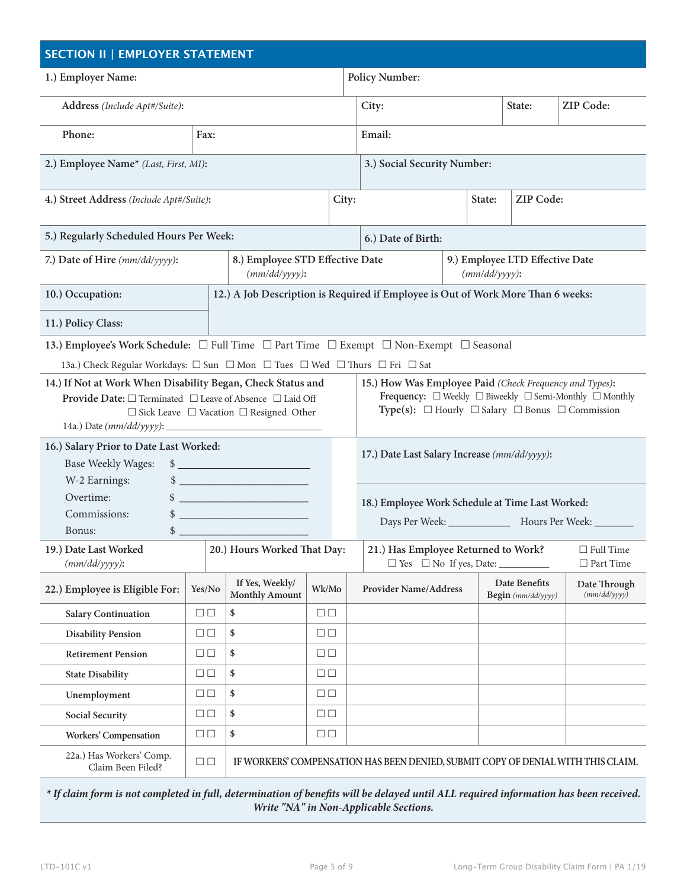## SECTION II | EMPLOYER STATEMENT

**1.) Employer Name:**

**Policy Number:**

**Address** *(Include Apt#/Suite)*:

**City:**

**State:**

**ZIP Code:**

**Phone:**

**Fax:**

**Email:**

**2.) Employee Name*** *(Last, First, MI)*:

**3.) Social Security Number:**

**4.) Street Address** *(Include Apt#/Suite)*:

**City:**

**State:**

**ZIP Code:**

**5.) Regularly Scheduled Hours Per Week:**

**6.) Date of Birth:**

**7.) Date of Hire** *(mm/dd/yyyy)*:

**8.) Employee STD Effective Date** *(mm/dd/yyyy)*:

**9.) Employee LTD Effective Date** *(mm/dd/yyyy)*:

**10.) Occupation:**

**11.) Policy Class:**

**12.) A Job Description is Required if Employee is Out of Work More Than 6 weeks:**

**13.) Employee's Work Schedule:** ☐ Full Time ☐ Part Time ☐ Exempt ☐ Non-Exempt ☐ Seasonal

13a.) Check Regular Workdays: ☐ Sun ☐ Mon ☐ Tues ☐ Wed ☐ Thurs ☐ Fri ☐ Sat

**14.) If Not at Work When Disability Began, Check Status and Provide Date:** ☐ Terminated ☐ Leave of Absence ☐ Laid Off ☐ Sick Leave ☐ Vacation ☐ Resigned Other

14a.) Date *(mm/dd/yyyy)*: ____________________

**15.) How Was Employee Paid** *(Check Frequency and Types)*:
**Frequency:** ☐ Weekly ☐ Biweekly ☐ Semi-Monthly ☐ Monthly
**Type(s):** ☐ Hourly ☐ Salary ☐ Bonus ☐ Commission

**16.) Salary Prior to Date Last Worked:**
Base Weekly Wages: $ ____________________
W-2 Earnings: $ ____________________
Overtime: $ ____________________
Commissions: $ ____________________
Bonus: $ ____________________

**17.) Date Last Salary Increase** *(mm/dd/yyyy)*:

**18.) Employee Work Schedule at Time Last Worked:**
Days Per Week: ____________ Hours Per Week: ________

**19.) Date Last Worked** *(mm/dd/yyyy)*:

**20.) Hours Worked That Day:**

**21.) Has Employee Returned to Work?** ☐ Yes ☐ No If yes, Date: __________ ☐ Full Time ☐ Part Time

| 22.) Employee is Eligible For: | Yes/No | If Yes, Weekly/ Monthly Amount | Wk/Mo | Provider Name/Address | Date Benefits Begin *(mm/dd/yyyy)* | Date Through *(mm/dd/yyyy)* |
|---|---|---|---|---|---|---|
| Salary Continuation | ☐ ☐ | $ | ☐ ☐ | | | |
| Disability Pension | ☐ ☐ | $ | ☐ ☐ | | | |
| Retirement Pension | ☐ ☐ | $ | ☐ ☐ | | | |
| State Disability | ☐ ☐ | $ | ☐ ☐ | | | |
| Unemployment | ☐ ☐ | $ | ☐ ☐ | | | |
| Social Security | ☐ ☐ | $ | ☐ ☐ | | | |
| Workers' Compensation | ☐ ☐ | $ | ☐ ☐ | | | |
| 22a.) Has Workers' Comp. Claim Been Filed? | ☐ ☐ | IF WORKERS' COMPENSATION HAS BEEN DENIED, SUBMIT COPY OF DENIAL WITH THIS CLAIM. | | | | |

***\* If claim form is not completed in full, determination of benefits will be delayed until ALL required information has been received. Write "NA" in Non-Applicable Sections.***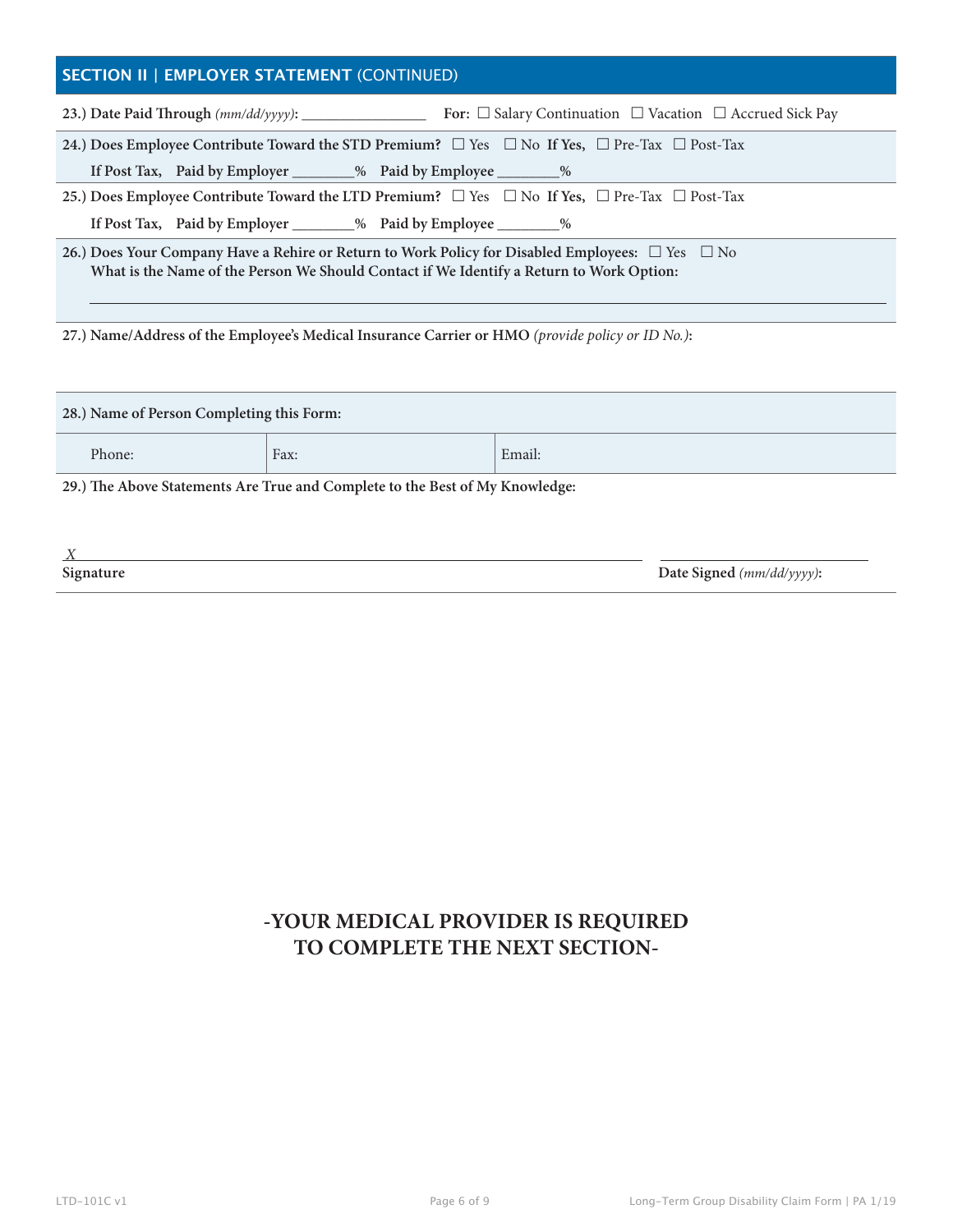## SECTION II | EMPLOYER STATEMENT (CONTINUED)

**23.) Date Paid Through** *(mm/dd/yyyy)*: ________________ **For:** ☐ Salary Continuation ☐ Vacation ☐ Accrued Sick Pay

**24.) Does Employee Contribute Toward the STD Premium?** ☐ Yes ☐ No **If Yes,** ☐ Pre-Tax ☐ Post-Tax

**If Post Tax, Paid by Employer** ________% **Paid by Employee** ________%

**25.) Does Employee Contribute Toward the LTD Premium?** ☐ Yes ☐ No **If Yes,** ☐ Pre-Tax ☐ Post-Tax

**If Post Tax, Paid by Employer** ________% **Paid by Employee** ________%

**26.) Does Your Company Have a Rehire or Return to Work Policy for Disabled Employees:** ☐ Yes ☐ No
**What is the Name of the Person We Should Contact if We Identify a Return to Work Option:**

______________________________________________________________________

**27.) Name/Address of the Employee's Medical Insurance Carrier or HMO** *(provide policy or ID No.)*:

**28.) Name of Person Completing this Form:**

| Phone: | Fax: | Email: |
|---|---|---|

**29.) The Above Statements Are True and Complete to the Best of My Knowledge:**

*X* ______________________________________________ ____________________

**Signature** **Date Signed** *(mm/dd/yyyy)*:

**-YOUR MEDICAL PROVIDER IS REQUIRED TO COMPLETE THE NEXT SECTION-**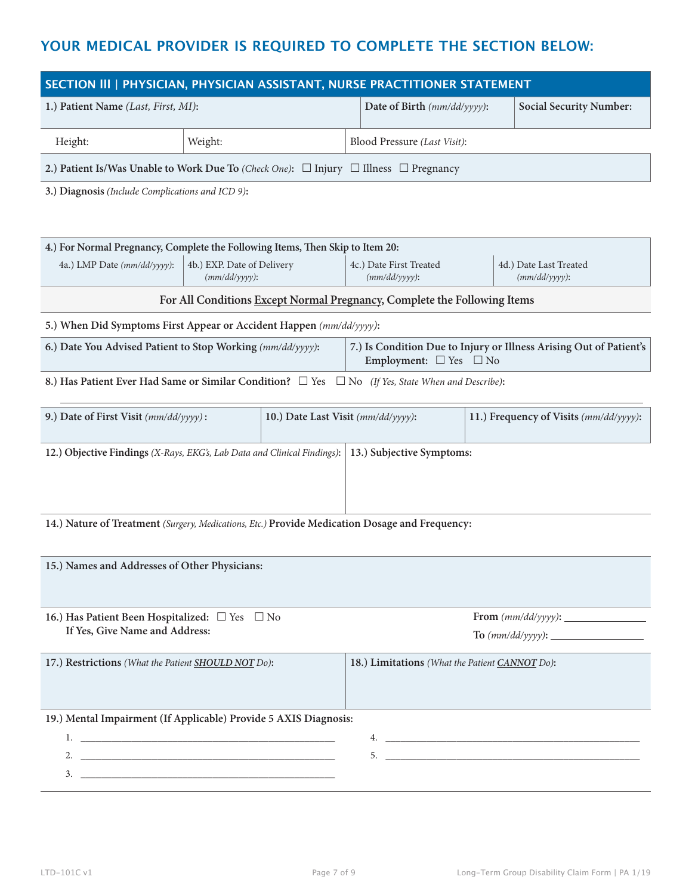## YOUR MEDICAL PROVIDER IS REQUIRED TO COMPLETE THE SECTION BELOW:

### SECTION III | PHYSICIAN, PHYSICIAN ASSISTANT, NURSE PRACTITIONER STATEMENT

| **1.) Patient Name** *(Last, First, MI)*: | | **Date of Birth** *(mm/dd/yyyy)*: | **Social Security Number:** |
|---|---|---|---|
| Height: | Weight: | Blood Pressure *(Last Visit)*: | |

**2.) Patient Is/Was Unable to Work Due To** *(Check One)*: ☐ Injury ☐ Illness ☐ Pregnancy

**3.) Diagnosis** *(Include Complications and ICD 9)*:

**4.) For Normal Pregnancy, Complete the Following Items, Then Skip to Item 20:**

| 4a.) LMP Date *(mm/dd/yyyy)*: | 4b.) EXP. Date of Delivery *(mm/dd/yyyy)*: | 4c.) Date First Treated *(mm/dd/yyyy)*: | 4d.) Date Last Treated *(mm/dd/yyyy)*: |
|---|---|---|---|

**For All Conditions Except Normal Pregnancy, Complete the Following Items**

**5.) When Did Symptoms First Appear or Accident Happen** *(mm/dd/yyyy)*:

| **6.) Date You Advised Patient to Stop Working** *(mm/dd/yyyy)*: | **7.) Is Condition Due to Injury or Illness Arising Out of Patient's Employment:** ☐ Yes ☐ No |
|---|---|

**8.) Has Patient Ever Had Same or Similar Condition?** ☐ Yes ☐ No *(If Yes, State When and Describe)*:

______________________________________________________________________________

| **9.) Date of First Visit** *(mm/dd/yyyy)*: | **10.) Date Last Visit** *(mm/dd/yyyy)*: | **11.) Frequency of Visits** *(mm/dd/yyyy)*: |
|---|---|---|

| **12.) Objective Findings** *(X-Rays, EKG's, Lab Data and Clinical Findings)*: | **13.) Subjective Symptoms:** |
|---|---|

**14.) Nature of Treatment** *(Surgery, Medications, Etc.)* **Provide Medication Dosage and Frequency:**

**15.) Names and Addresses of Other Physicians:**

**16.) Has Patient Been Hospitalized:** ☐ Yes ☐ No
**If Yes, Give Name and Address:**

**From** *(mm/dd/yyyy)*: _______________
**To** *(mm/dd/yyyy)*: _______________

| **17.) Restrictions** *(What the Patient **SHOULD NOT** Do)*: | **18.) Limitations** *(What the Patient **CANNOT** Do)*: |
|---|---|

**19.) Mental Impairment (If Applicable) Provide 5 AXIS Diagnosis:**

1. ______________________________________________
2. ______________________________________________
3. ______________________________________________
4. ______________________________________________
5. ______________________________________________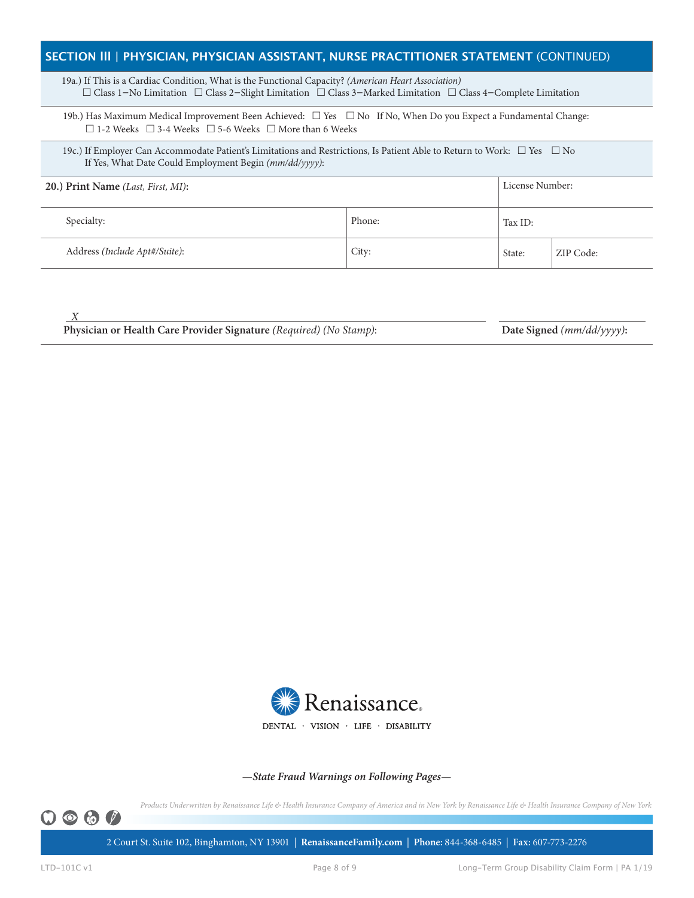## SECTION III | PHYSICIAN, PHYSICIAN ASSISTANT, NURSE PRACTITIONER STATEMENT (CONTINUED)

19a.) If This is a Cardiac Condition, What is the Functional Capacity? *(American Heart Association)*
☐ Class 1–No Limitation ☐ Class 2–Slight Limitation ☐ Class 3–Marked Limitation ☐ Class 4–Complete Limitation

19b.) Has Maximum Medical Improvement Been Achieved: ☐ Yes ☐ No If No, When Do you Expect a Fundamental Change:
☐ 1-2 Weeks ☐ 3-4 Weeks ☐ 5-6 Weeks ☐ More than 6 Weeks

19c.) If Employer Can Accommodate Patient's Limitations and Restrictions, Is Patient Able to Return to Work: ☐ Yes ☐ No
If Yes, What Date Could Employment Begin *(mm/dd/yyyy)*:

| **20.) Print Name** *(Last, First, MI)*: | | License Number: | |
|---|---|---|---|
| Specialty: | Phone: | Tax ID: | |
| Address *(Include Apt#/Suite)*: | City: | State: | ZIP Code: |

X ______________________________________________

**Physician or Health Care Provider Signature** *(Required) (No Stamp)*: **Date Signed** *(mm/dd/yyyy)*:

Renaissance®
DENTAL · VISION · LIFE · DISABILITY

***—State Fraud Warnings on Following Pages—***

*Products Underwritten by Renaissance Life & Health Insurance Company of America and in New York by Renaissance Life & Health Insurance Company of New York*

2 Court St. Suite 102, Binghamton, NY 13901 | **RenaissanceFamily.com** | **Phone:** 844-368-6485 | **Fax:** 607-773-2276

LTD-101C v1 Long-Term Group Disability Claim Form | PA 1/19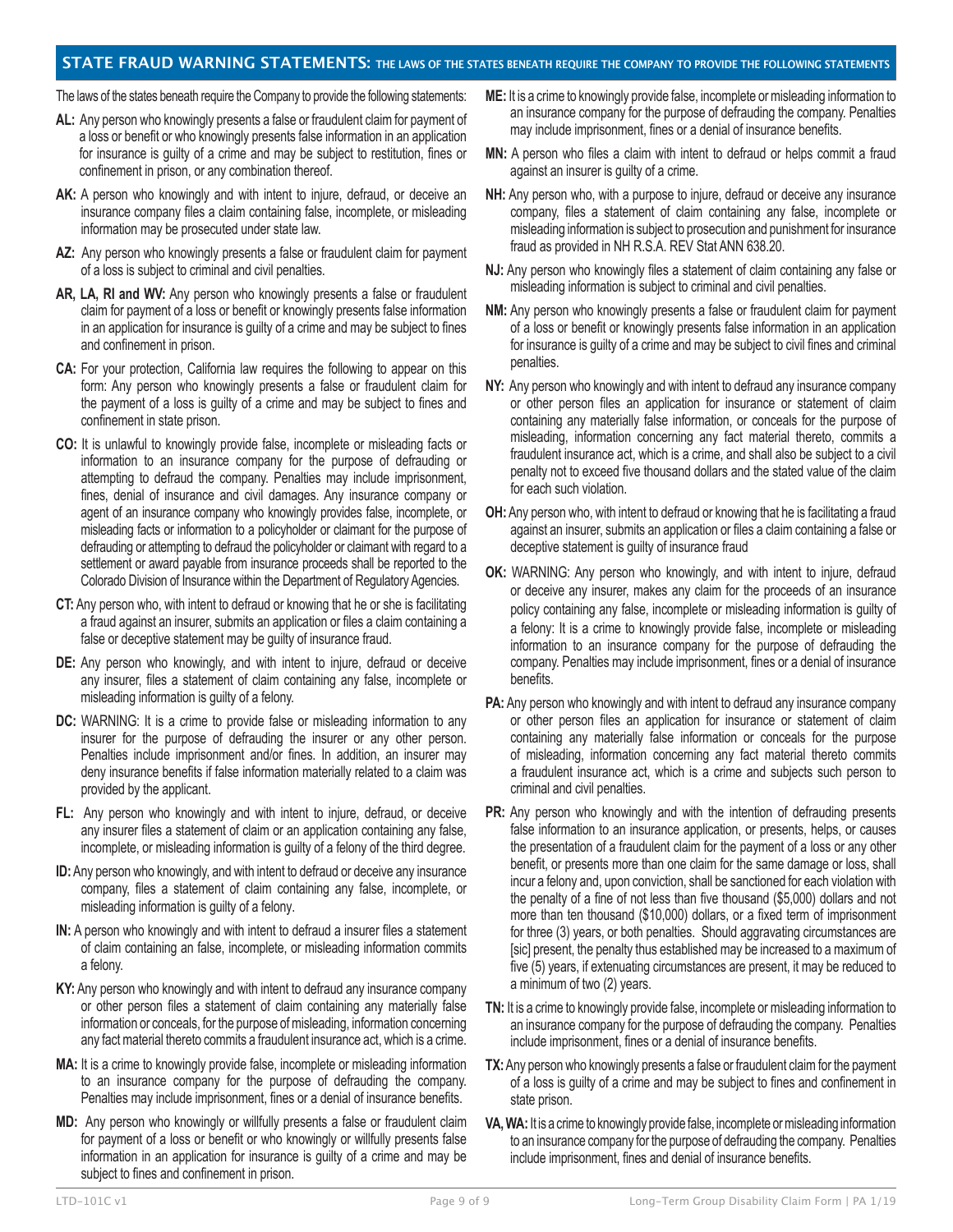## STATE FRAUD WARNING STATEMENTS: THE LAWS OF THE STATES BENEATH REQUIRE THE COMPANY TO PROVIDE THE FOLLOWING STATEMENTS

The laws of the states beneath require the Company to provide the following statements:

**AL:** Any person who knowingly presents a false or fraudulent claim for payment of a loss or benefit or who knowingly presents false information in an application for insurance is guilty of a crime and may be subject to restitution, fines or confinement in prison, or any combination thereof.

**AK:** A person who knowingly and with intent to injure, defraud, or deceive an insurance company files a claim containing false, incomplete, or misleading information may be prosecuted under state law.

**AZ:** Any person who knowingly presents a false or fraudulent claim for payment of a loss is subject to criminal and civil penalties.

**AR, LA, RI and WV:** Any person who knowingly presents a false or fraudulent claim for payment of a loss or benefit or knowingly presents false information in an application for insurance is guilty of a crime and may be subject to fines and confinement in prison.

**CA:** For your protection, California law requires the following to appear on this form: Any person who knowingly presents a false or fraudulent claim for the payment of a loss is guilty of a crime and may be subject to fines and confinement in state prison.

**CO:** It is unlawful to knowingly provide false, incomplete or misleading facts or information to an insurance company for the purpose of defrauding or attempting to defraud the company. Penalties may include imprisonment, fines, denial of insurance and civil damages. Any insurance company or agent of an insurance company who knowingly provides false, incomplete, or misleading facts or information to a policyholder or claimant for the purpose of defrauding or attempting to defraud the policyholder or claimant with regard to a settlement or award payable from insurance proceeds shall be reported to the Colorado Division of Insurance within the Department of Regulatory Agencies.

**CT:** Any person who, with intent to defraud or knowing that he or she is facilitating a fraud against an insurer, submits an application or files a claim containing a false or deceptive statement may be guilty of insurance fraud.

**DE:** Any person who knowingly, and with intent to injure, defraud or deceive any insurer, files a statement of claim containing any false, incomplete or misleading information is guilty of a felony.

**DC:** WARNING: It is a crime to provide false or misleading information to any insurer for the purpose of defrauding the insurer or any other person. Penalties include imprisonment and/or fines. In addition, an insurer may deny insurance benefits if false information materially related to a claim was provided by the applicant.

**FL:** Any person who knowingly and with intent to injure, defraud, or deceive any insurer files a statement of claim or an application containing any false, incomplete, or misleading information is guilty of a felony of the third degree.

**ID:** Any person who knowingly, and with intent to defraud or deceive any insurance company, files a statement of claim containing any false, incomplete, or misleading information is guilty of a felony.

**IN:** A person who knowingly and with intent to defraud a insurer files a statement of claim containing an false, incomplete, or misleading information commits a felony.

**KY:** Any person who knowingly and with intent to defraud any insurance company or other person files a statement of claim containing any materially false information or conceals, for the purpose of misleading, information concerning any fact material thereto commits a fraudulent insurance act, which is a crime.

**MA:** It is a crime to knowingly provide false, incomplete or misleading information to an insurance company for the purpose of defrauding the company. Penalties may include imprisonment, fines or a denial of insurance benefits.

**MD:** Any person who knowingly or willfully presents a false or fraudulent claim for payment of a loss or benefit or who knowingly or willfully presents false information in an application for insurance is guilty of a crime and may be subject to fines and confinement in prison.

**ME:** It is a crime to knowingly provide false, incomplete or misleading information to an insurance company for the purpose of defrauding the company. Penalties may include imprisonment, fines or a denial of insurance benefits.

**MN:** A person who files a claim with intent to defraud or helps commit a fraud against an insurer is guilty of a crime.

**NH:** Any person who, with a purpose to injure, defraud or deceive any insurance company, files a statement of claim containing any false, incomplete or misleading information is subject to prosecution and punishment for insurance fraud as provided in NH R.S.A. REV Stat ANN 638.20.

**NJ:** Any person who knowingly files a statement of claim containing any false or misleading information is subject to criminal and civil penalties.

**NM:** Any person who knowingly presents a false or fraudulent claim for payment of a loss or benefit or knowingly presents false information in an application for insurance is guilty of a crime and may be subject to civil fines and criminal penalties.

**NY:** Any person who knowingly and with intent to defraud any insurance company or other person files an application for insurance or statement of claim containing any materially false information, or conceals for the purpose of misleading, information concerning any fact material thereto, commits a fraudulent insurance act, which is a crime, and shall also be subject to a civil penalty not to exceed five thousand dollars and the stated value of the claim for each such violation.

**OH:** Any person who, with intent to defraud or knowing that he is facilitating a fraud against an insurer, submits an application or files a claim containing a false or deceptive statement is guilty of insurance fraud

**OK:** WARNING: Any person who knowingly, and with intent to injure, defraud or deceive any insurer, makes any claim for the proceeds of an insurance policy containing any false, incomplete or misleading information is guilty of a felony: It is a crime to knowingly provide false, incomplete or misleading information to an insurance company for the purpose of defrauding the company. Penalties may include imprisonment, fines or a denial of insurance benefits.

**PA:** Any person who knowingly and with intent to defraud any insurance company or other person files an application for insurance or statement of claim containing any materially false information or conceals for the purpose of misleading, information concerning any fact material thereto commits a fraudulent insurance act, which is a crime and subjects such person to criminal and civil penalties.

**PR:** Any person who knowingly and with the intention of defrauding presents false information to an insurance application, or presents, helps, or causes the presentation of a fraudulent claim for the payment of a loss or any other benefit, or presents more than one claim for the same damage or loss, shall incur a felony and, upon conviction, shall be sanctioned for each violation with the penalty of a fine of not less than five thousand ($5,000) dollars and not more than ten thousand ($10,000) dollars, or a fixed term of imprisonment for three (3) years, or both penalties. Should aggravating circumstances are [sic] present, the penalty thus established may be increased to a maximum of five (5) years, if extenuating circumstances are present, it may be reduced to a minimum of two (2) years.

**TN:** It is a crime to knowingly provide false, incomplete or misleading information to an insurance company for the purpose of defrauding the company. Penalties include imprisonment, fines or a denial of insurance benefits.

**TX:** Any person who knowingly presents a false or fraudulent claim for the payment of a loss is guilty of a crime and may be subject to fines and confinement in state prison.

**VA, WA:** It is a crime to knowingly provide false, incomplete or misleading information to an insurance company for the purpose of defrauding the company. Penalties include imprisonment, fines and denial of insurance benefits.